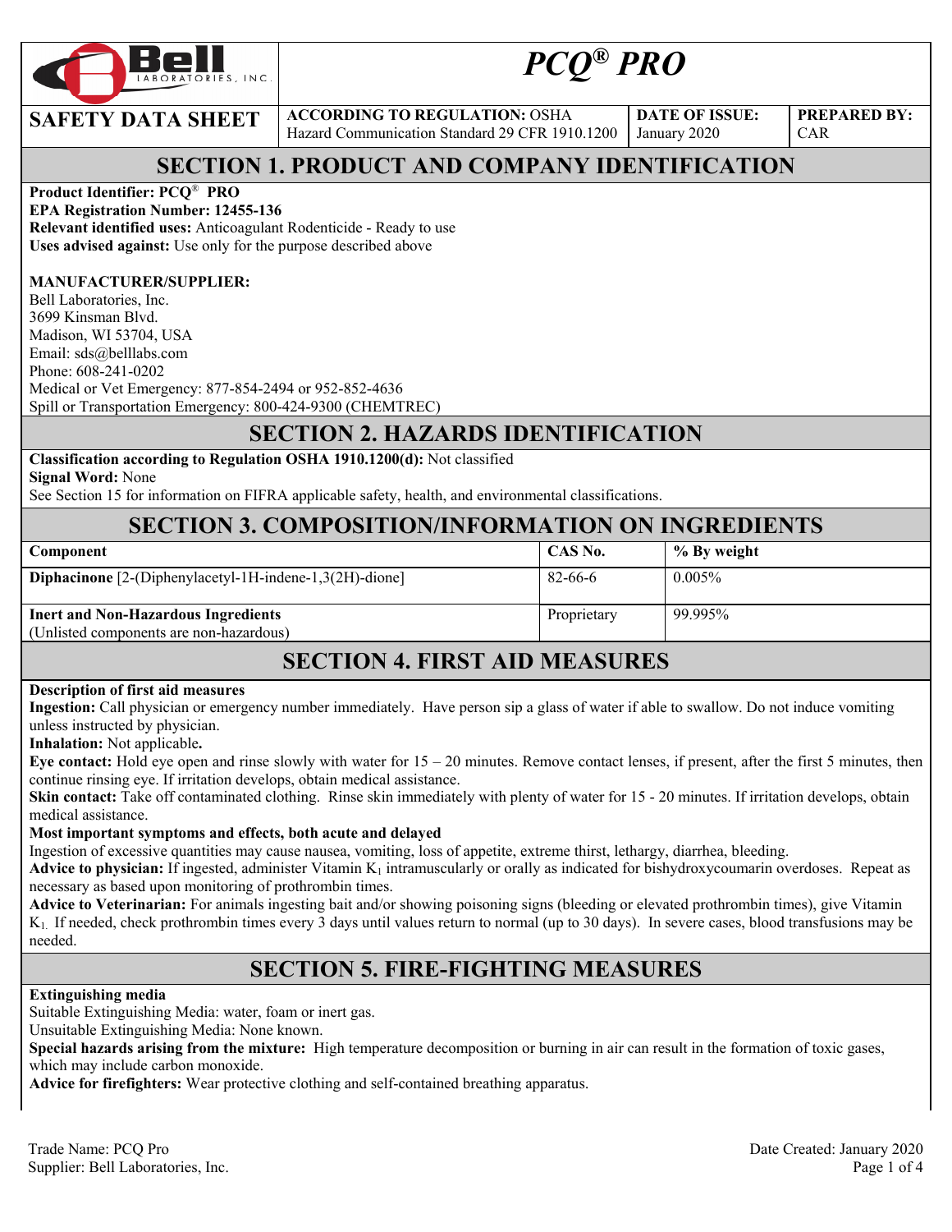# PCQ® PRO

| SAFETY DATA SHEET | ACCORDING TO REGULATION: OSHA Hazard Communication Standard 29 CFR 1910.1200 | DATE OF ISSUE: January 2020 | PREPARED BY: CAR |
|---|---|---|---|

## SECTION 1. PRODUCT AND COMPANY IDENTIFICATION

**Product Identifier: PCQ® PRO**
**EPA Registration Number: 12455-136**
**Relevant identified uses:** Anticoagulant Rodenticide - Ready to use
**Uses advised against:** Use only for the purpose described above

**MANUFACTURER/SUPPLIER:**
Bell Laboratories, Inc.
3699 Kinsman Blvd.
Madison, WI 53704, USA
Email: sds@belllabs.com
Phone: 608-241-0202
Medical or Vet Emergency: 877-854-2494 or 952-852-4636
Spill or Transportation Emergency: 800-424-9300 (CHEMTREC)

## SECTION 2. HAZARDS IDENTIFICATION

**Classification according to Regulation OSHA 1910.1200(d):** Not classified
**Signal Word:** None
See Section 15 for information on FIFRA applicable safety, health, and environmental classifications.

## SECTION 3. COMPOSITION/INFORMATION ON INGREDIENTS

| Component | CAS No. | % By weight |
|---|---|---|
| **Diphacinone** [2-(Diphenylacetyl-1H-indene-1,3(2H)-dione] | 82-66-6 | 0.005% |
| **Inert and Non-Hazardous Ingredients** (Unlisted components are non-hazardous) | Proprietary | 99.995% |

## SECTION 4. FIRST AID MEASURES

**Description of first aid measures**
**Ingestion:** Call physician or emergency number immediately. Have person sip a glass of water if able to swallow. Do not induce vomiting unless instructed by physician.
**Inhalation:** Not applicable**.**
**Eye contact:** Hold eye open and rinse slowly with water for 15 – 20 minutes. Remove contact lenses, if present, after the first 5 minutes, then continue rinsing eye. If irritation develops, obtain medical assistance.
**Skin contact:** Take off contaminated clothing. Rinse skin immediately with plenty of water for 15 - 20 minutes. If irritation develops, obtain medical assistance.
**Most important symptoms and effects, both acute and delayed**
Ingestion of excessive quantities may cause nausea, vomiting, loss of appetite, extreme thirst, lethargy, diarrhea, bleeding.
**Advice to physician:** If ingested, administer Vitamin $K_1$ intramuscularly or orally as indicated for bishydroxycoumarin overdoses. Repeat as necessary as based upon monitoring of prothrombin times.
**Advice to Veterinarian:** For animals ingesting bait and/or showing poisoning signs (bleeding or elevated prothrombin times), give Vitamin $K_1$. If needed, check prothrombin times every 3 days until values return to normal (up to 30 days). In severe cases, blood transfusions may be needed.

## SECTION 5. FIRE-FIGHTING MEASURES

**Extinguishing media**
Suitable Extinguishing Media: water, foam or inert gas.
Unsuitable Extinguishing Media: None known.
**Special hazards arising from the mixture:** High temperature decomposition or burning in air can result in the formation of toxic gases, which may include carbon monoxide.
**Advice for firefighters:** Wear protective clothing and self-contained breathing apparatus.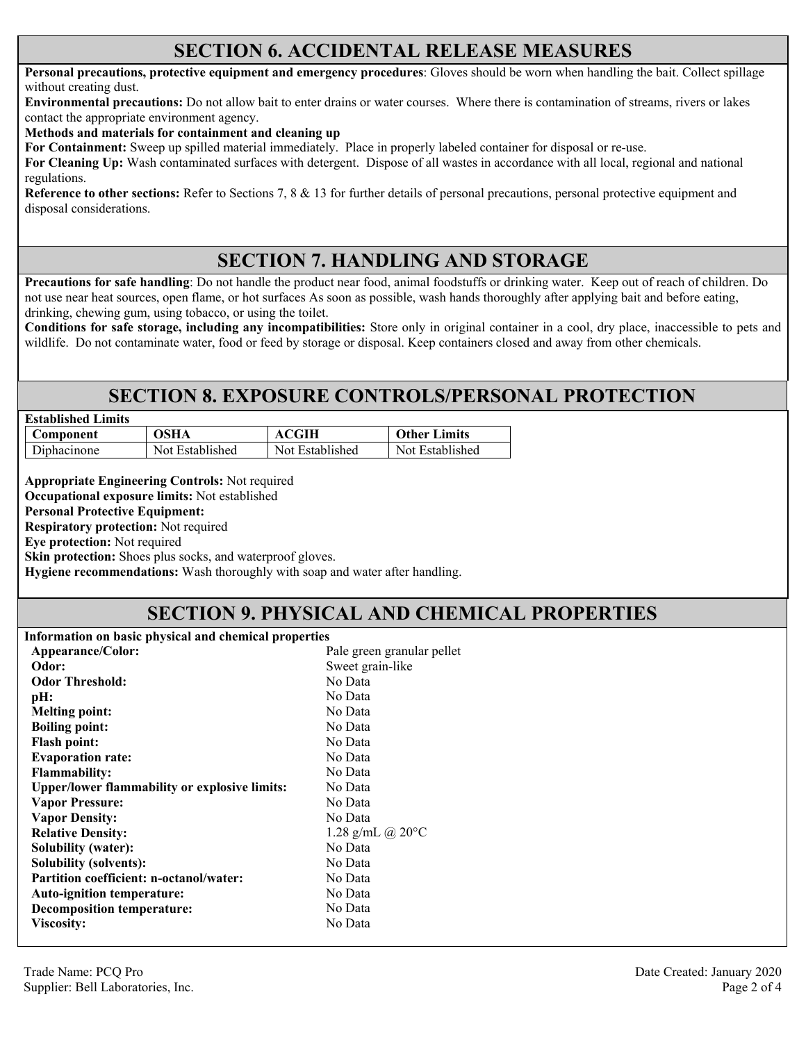## SECTION 6. ACCIDENTAL RELEASE MEASURES

**Personal precautions, protective equipment and emergency procedures**: Gloves should be worn when handling the bait. Collect spillage without creating dust.

**Environmental precautions:** Do not allow bait to enter drains or water courses. Where there is contamination of streams, rivers or lakes contact the appropriate environment agency.

**Methods and materials for containment and cleaning up**

**For Containment:** Sweep up spilled material immediately. Place in properly labeled container for disposal or re-use.

**For Cleaning Up:** Wash contaminated surfaces with detergent. Dispose of all wastes in accordance with all local, regional and national regulations.

**Reference to other sections:** Refer to Sections 7, 8 & 13 for further details of personal precautions, personal protective equipment and disposal considerations.

## SECTION 7. HANDLING AND STORAGE

**Precautions for safe handling**: Do not handle the product near food, animal foodstuffs or drinking water. Keep out of reach of children. Do not use near heat sources, open flame, or hot surfaces As soon as possible, wash hands thoroughly after applying bait and before eating, drinking, chewing gum, using tobacco, or using the toilet.

**Conditions for safe storage, including any incompatibilities:** Store only in original container in a cool, dry place, inaccessible to pets and wildlife. Do not contaminate water, food or feed by storage or disposal. Keep containers closed and away from other chemicals.

## SECTION 8. EXPOSURE CONTROLS/PERSONAL PROTECTION

**Established Limits**

| Component | OSHA | ACGIH | Other Limits |
|---|---|---|---|
| Diphacinone | Not Established | Not Established | Not Established |

**Appropriate Engineering Controls:** Not required

**Occupational exposure limits:** Not established

**Personal Protective Equipment:**

**Respiratory protection:** Not required

**Eye protection:** Not required

**Skin protection:** Shoes plus socks, and waterproof gloves.

**Hygiene recommendations:** Wash thoroughly with soap and water after handling.

## SECTION 9. PHYSICAL AND CHEMICAL PROPERTIES

**Information on basic physical and chemical properties**

| | |
|---|---|
| **Appearance/Color:** | Pale green granular pellet |
| **Odor:** | Sweet grain-like |
| **Odor Threshold:** | No Data |
| **pH:** | No Data |
| **Melting point:** | No Data |
| **Boiling point:** | No Data |
| **Flash point:** | No Data |
| **Evaporation rate:** | No Data |
| **Flammability:** | No Data |
| **Upper/lower flammability or explosive limits:** | No Data |
| **Vapor Pressure:** | No Data |
| **Vapor Density:** | No Data |
| **Relative Density:** | 1.28 g/mL @ 20°C |
| **Solubility (water):** | No Data |
| **Solubility (solvents):** | No Data |
| **Partition coefficient: n-octanol/water:** | No Data |
| **Auto-ignition temperature:** | No Data |
| **Decomposition temperature:** | No Data |
| **Viscosity:** | No Data |

Trade Name: PCQ Pro
Supplier: Bell Laboratories, Inc.
Date Created: January 2020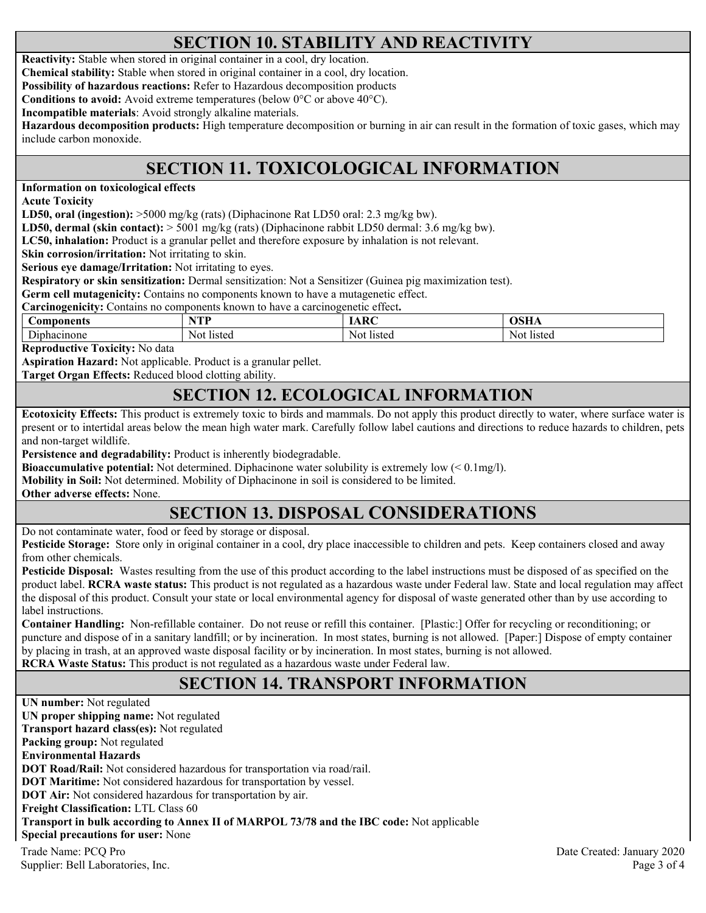## SECTION 10. STABILITY AND REACTIVITY

**Reactivity:** Stable when stored in original container in a cool, dry location.

**Chemical stability:** Stable when stored in original container in a cool, dry location.

**Possibility of hazardous reactions:** Refer to Hazardous decomposition products

**Conditions to avoid:** Avoid extreme temperatures (below 0°C or above 40°C).

**Incompatible materials**: Avoid strongly alkaline materials.

**Hazardous decomposition products:** High temperature decomposition or burning in air can result in the formation of toxic gases, which may include carbon monoxide.

## SECTION 11. TOXICOLOGICAL INFORMATION

**Information on toxicological effects**

**Acute Toxicity**

**LD50, oral (ingestion):** >5000 mg/kg (rats) (Diphacinone Rat LD50 oral: 2.3 mg/kg bw).

**LD50, dermal (skin contact):** > 5001 mg/kg (rats) (Diphacinone rabbit LD50 dermal: 3.6 mg/kg bw).

**LC50, inhalation:** Product is a granular pellet and therefore exposure by inhalation is not relevant.

**Skin corrosion/irritation:** Not irritating to skin.

**Serious eye damage/Irritation:** Not irritating to eyes.

**Respiratory or skin sensitization:** Dermal sensitization: Not a Sensitizer (Guinea pig maximization test).

**Germ cell mutagenicity:** Contains no components known to have a mutagenetic effect.

**Carcinogenicity:** Contains no components known to have a carcinogenetic effect**.**

| Components | NTP | IARC | OSHA |
|---|---|---|---|
| Diphacinone | Not listed | Not listed | Not listed |

**Reproductive Toxicity:** No data

**Aspiration Hazard:** Not applicable. Product is a granular pellet.

**Target Organ Effects:** Reduced blood clotting ability.

## SECTION 12. ECOLOGICAL INFORMATION

**Ecotoxicity Effects:** This product is extremely toxic to birds and mammals. Do not apply this product directly to water, where surface water is present or to intertidal areas below the mean high water mark. Carefully follow label cautions and directions to reduce hazards to children, pets and non-target wildlife.

**Persistence and degradability:** Product is inherently biodegradable.

**Bioaccumulative potential:** Not determined. Diphacinone water solubility is extremely low (< 0.1mg/l).

**Mobility in Soil:** Not determined. Mobility of Diphacinone in soil is considered to be limited.

**Other adverse effects:** None.

## SECTION 13. DISPOSAL CONSIDERATIONS

Do not contaminate water, food or feed by storage or disposal.

**Pesticide Storage:** Store only in original container in a cool, dry place inaccessible to children and pets. Keep containers closed and away from other chemicals.

**Pesticide Disposal:** Wastes resulting from the use of this product according to the label instructions must be disposed of as specified on the product label. **RCRA waste status:** This product is not regulated as a hazardous waste under Federal law. State and local regulation may affect the disposal of this product. Consult your state or local environmental agency for disposal of waste generated other than by use according to label instructions.

**Container Handling:** Non-refillable container. Do not reuse or refill this container. [Plastic:] Offer for recycling or reconditioning; or puncture and dispose of in a sanitary landfill; or by incineration. In most states, burning is not allowed. [Paper:] Dispose of empty container by placing in trash, at an approved waste disposal facility or by incineration. In most states, burning is not allowed.

**RCRA Waste Status:** This product is not regulated as a hazardous waste under Federal law.

## SECTION 14. TRANSPORT INFORMATION

**UN number:** Not regulated

**UN proper shipping name:** Not regulated

**Transport hazard class(es):** Not regulated

**Packing group:** Not regulated

**Environmental Hazards**

**DOT Road/Rail:** Not considered hazardous for transportation via road/rail.

**DOT Maritime:** Not considered hazardous for transportation by vessel.

**DOT Air:** Not considered hazardous for transportation by air.

**Freight Classification:** LTL Class 60

**Transport in bulk according to Annex II of MARPOL 73/78 and the IBC code:** Not applicable

**Special precautions for user:** None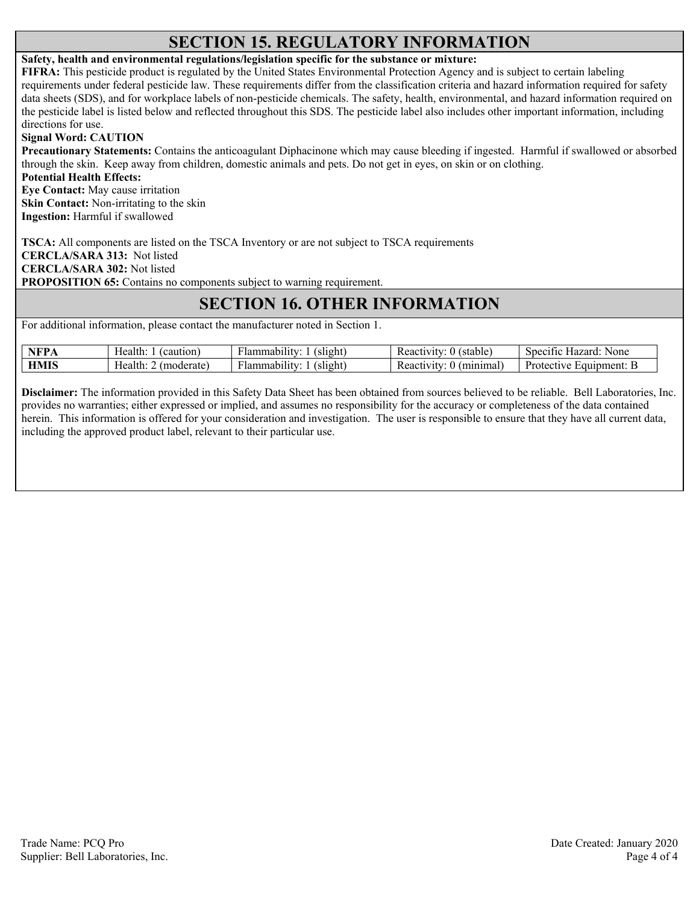## SECTION 15. REGULATORY INFORMATION

**Safety, health and environmental regulations/legislation specific for the substance or mixture:**

**FIFRA:** This pesticide product is regulated by the United States Environmental Protection Agency and is subject to certain labeling requirements under federal pesticide law. These requirements differ from the classification criteria and hazard information required for safety data sheets (SDS), and for workplace labels of non-pesticide chemicals. The safety, health, environmental, and hazard information required on the pesticide label is listed below and reflected throughout this SDS. The pesticide label also includes other important information, including directions for use.

**Signal Word: CAUTION**

**Precautionary Statements:** Contains the anticoagulant Diphacinone which may cause bleeding if ingested. Harmful if swallowed or absorbed through the skin. Keep away from children, domestic animals and pets. Do not get in eyes, on skin or on clothing.

**Potential Health Effects:**

**Eye Contact:** May cause irritation

**Skin Contact:** Non-irritating to the skin

**Ingestion:** Harmful if swallowed

**TSCA:** All components are listed on the TSCA Inventory or are not subject to TSCA requirements

**CERCLA/SARA 313:** Not listed

**CERCLA/SARA 302:** Not listed

**PROPOSITION 65:** Contains no components subject to warning requirement.

## SECTION 16. OTHER INFORMATION

For additional information, please contact the manufacturer noted in Section 1.

| | | | | |
|---|---|---|---|---|
| **NFPA** | Health: 1 (caution) | Flammability: 1 (slight) | Reactivity: 0 (stable) | Specific Hazard: None |
| **HMIS** | Health: 2 (moderate) | Flammability: 1 (slight) | Reactivity: 0 (minimal) | Protective Equipment: B |

**Disclaimer:** The information provided in this Safety Data Sheet has been obtained from sources believed to be reliable. Bell Laboratories, Inc. provides no warranties; either expressed or implied, and assumes no responsibility for the accuracy or completeness of the data contained herein. This information is offered for your consideration and investigation. The user is responsible to ensure that they have all current data, including the approved product label, relevant to their particular use.